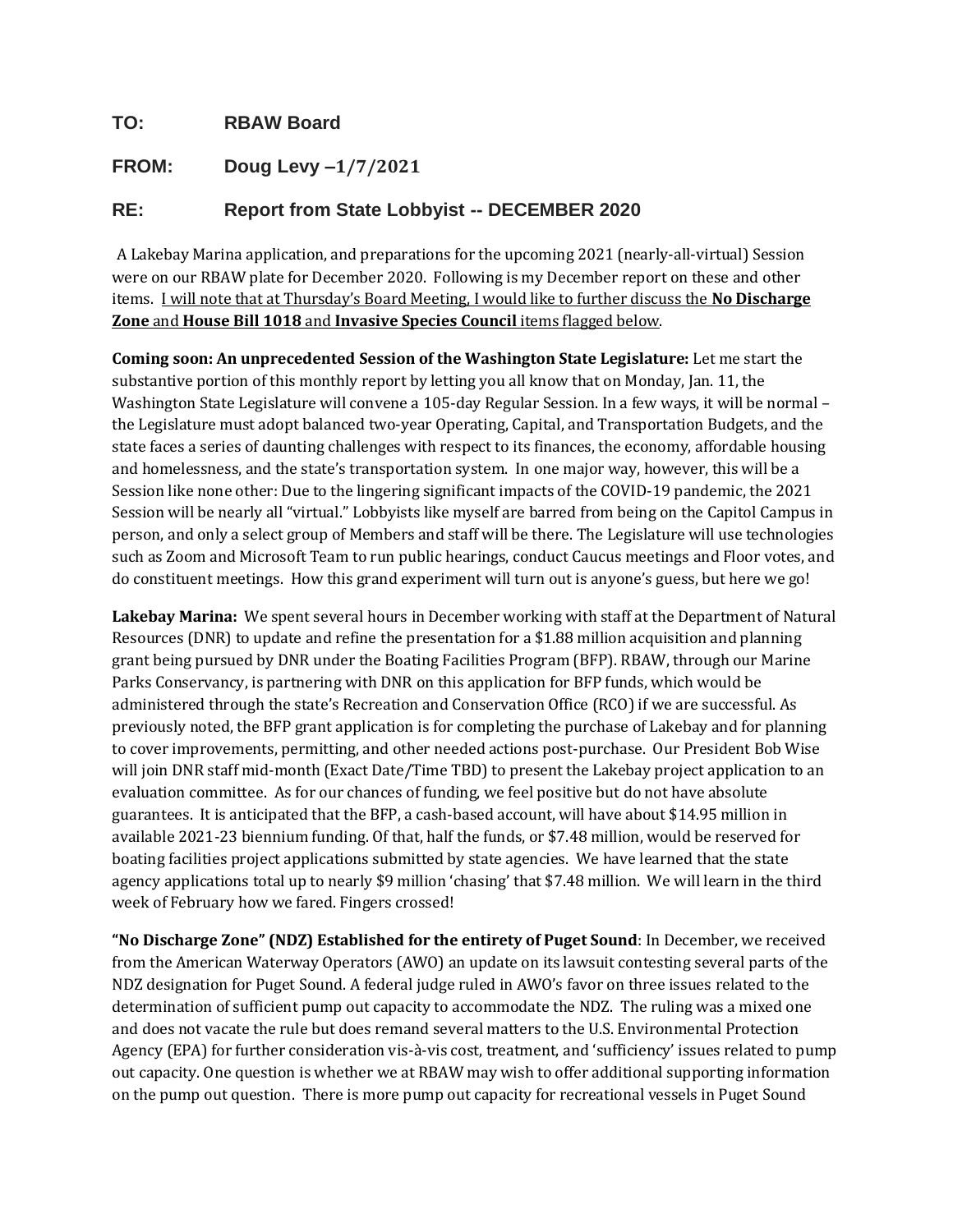**TO:** **RBAW Board**

**FROM:** **Doug Levy –1/7/2021**

**RE:** **Report from State Lobbyist -- DECEMBER 2020**

A Lakebay Marina application, and preparations for the upcoming 2021 (nearly-all-virtual) Session were on our RBAW plate for December 2020. Following is my December report on these and other items. <u>I will note that at Thursday's Board Meeting, I would like to further discuss the **No Discharge Zone** and **House Bill 1018** and **Invasive Species Council** items flagged below</u>.

**Coming soon: An unprecedented Session of the Washington State Legislature:** Let me start the substantive portion of this monthly report by letting you all know that on Monday, Jan. 11, the Washington State Legislature will convene a 105-day Regular Session. In a few ways, it will be normal – the Legislature must adopt balanced two-year Operating, Capital, and Transportation Budgets, and the state faces a series of daunting challenges with respect to its finances, the economy, affordable housing and homelessness, and the state's transportation system. In one major way, however, this will be a Session like none other: Due to the lingering significant impacts of the COVID-19 pandemic, the 2021 Session will be nearly all "virtual." Lobbyists like myself are barred from being on the Capitol Campus in person, and only a select group of Members and staff will be there. The Legislature will use technologies such as Zoom and Microsoft Team to run public hearings, conduct Caucus meetings and Floor votes, and do constituent meetings. How this grand experiment will turn out is anyone's guess, but here we go!

**Lakebay Marina:** We spent several hours in December working with staff at the Department of Natural Resources (DNR) to update and refine the presentation for a $1.88 million acquisition and planning grant being pursued by DNR under the Boating Facilities Program (BFP). RBAW, through our Marine Parks Conservancy, is partnering with DNR on this application for BFP funds, which would be administered through the state's Recreation and Conservation Office (RCO) if we are successful. As previously noted, the BFP grant application is for completing the purchase of Lakebay and for planning to cover improvements, permitting, and other needed actions post-purchase. Our President Bob Wise will join DNR staff mid-month (Exact Date/Time TBD) to present the Lakebay project application to an evaluation committee. As for our chances of funding, we feel positive but do not have absolute guarantees. It is anticipated that the BFP, a cash-based account, will have about $14.95 million in available 2021-23 biennium funding. Of that, half the funds, or $7.48 million, would be reserved for boating facilities project applications submitted by state agencies. We have learned that the state agency applications total up to nearly $9 million 'chasing' that $7.48 million. We will learn in the third week of February how we fared. Fingers crossed!

**"No Discharge Zone" (NDZ) Established for the entirety of Puget Sound**: In December, we received from the American Waterway Operators (AWO) an update on its lawsuit contesting several parts of the NDZ designation for Puget Sound. A federal judge ruled in AWO's favor on three issues related to the determination of sufficient pump out capacity to accommodate the NDZ. The ruling was a mixed one and does not vacate the rule but does remand several matters to the U.S. Environmental Protection Agency (EPA) for further consideration vis-à-vis cost, treatment, and 'sufficiency' issues related to pump out capacity. One question is whether we at RBAW may wish to offer additional supporting information on the pump out question. There is more pump out capacity for recreational vessels in Puget Sound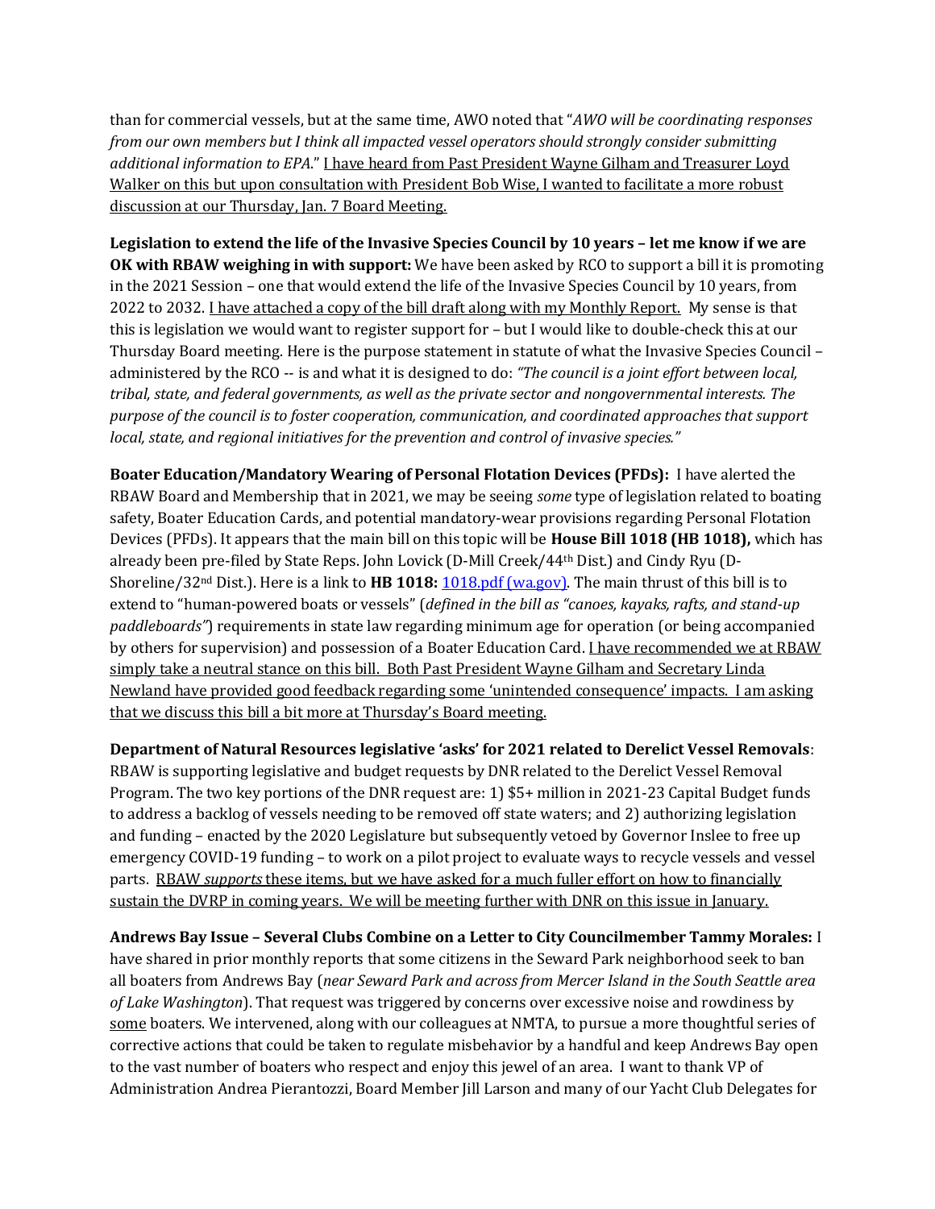than for commercial vessels, but at the same time, AWO noted that "*AWO will be coordinating responses from our own members but I think all impacted vessel operators should strongly consider submitting additional information to EPA*." <u>I have heard from Past President Wayne Gilham and Treasurer Loyd Walker on this but upon consultation with President Bob Wise, I wanted to facilitate a more robust discussion at our Thursday, Jan. 7 Board Meeting.</u>

**Legislation to extend the life of the Invasive Species Council by 10 years – let me know if we are OK with RBAW weighing in with support:** We have been asked by RCO to support a bill it is promoting in the 2021 Session – one that would extend the life of the Invasive Species Council by 10 years, from 2022 to 2032. <u>I have attached a copy of the bill draft along with my Monthly Report.</u> My sense is that this is legislation we would want to register support for – but I would like to double-check this at our Thursday Board meeting. Here is the purpose statement in statute of what the Invasive Species Council – administered by the RCO -- is and what it is designed to do: *"The council is a joint effort between local, tribal, state, and federal governments, as well as the private sector and nongovernmental interests. The purpose of the council is to foster cooperation, communication, and coordinated approaches that support local, state, and regional initiatives for the prevention and control of invasive species."*

**Boater Education/Mandatory Wearing of Personal Flotation Devices (PFDs):** I have alerted the RBAW Board and Membership that in 2021, we may be seeing *some* type of legislation related to boating safety, Boater Education Cards, and potential mandatory-wear provisions regarding Personal Flotation Devices (PFDs). It appears that the main bill on this topic will be **House Bill 1018 (HB 1018),** which has already been pre-filed by State Reps. John Lovick (D-Mill Creek/44th Dist.) and Cindy Ryu (D-Shoreline/32nd Dist.). Here is a link to **HB 1018:** [1018.pdf (wa.gov)](1018.pdf (wa.gov)). The main thrust of this bill is to extend to "human-powered boats or vessels" (*defined in the bill as "canoes, kayaks, rafts, and stand-up paddleboards"*) requirements in state law regarding minimum age for operation (or being accompanied by others for supervision) and possession of a Boater Education Card. <u>I have recommended we at RBAW simply take a neutral stance on this bill. Both Past President Wayne Gilham and Secretary Linda Newland have provided good feedback regarding some 'unintended consequence' impacts. I am asking that we discuss this bill a bit more at Thursday's Board meeting.</u>

**Department of Natural Resources legislative 'asks' for 2021 related to Derelict Vessel Removals**: RBAW is supporting legislative and budget requests by DNR related to the Derelict Vessel Removal Program. The two key portions of the DNR request are: 1) $5+ million in 2021-23 Capital Budget funds to address a backlog of vessels needing to be removed off state waters; and 2) authorizing legislation and funding – enacted by the 2020 Legislature but subsequently vetoed by Governor Inslee to free up emergency COVID-19 funding – to work on a pilot project to evaluate ways to recycle vessels and vessel parts. <u>RBAW *supports* these items, but we have asked for a much fuller effort on how to financially sustain the DVRP in coming years. We will be meeting further with DNR on this issue in January.</u>

**Andrews Bay Issue – Several Clubs Combine on a Letter to City Councilmember Tammy Morales:** I have shared in prior monthly reports that some citizens in the Seward Park neighborhood seek to ban all boaters from Andrews Bay (*near Seward Park and across from Mercer Island in the South Seattle area of Lake Washington*). That request was triggered by concerns over excessive noise and rowdiness by <u>some</u> boaters. We intervened, along with our colleagues at NMTA, to pursue a more thoughtful series of corrective actions that could be taken to regulate misbehavior by a handful and keep Andrews Bay open to the vast number of boaters who respect and enjoy this jewel of an area. I want to thank VP of Administration Andrea Pierantozzi, Board Member Jill Larson and many of our Yacht Club Delegates for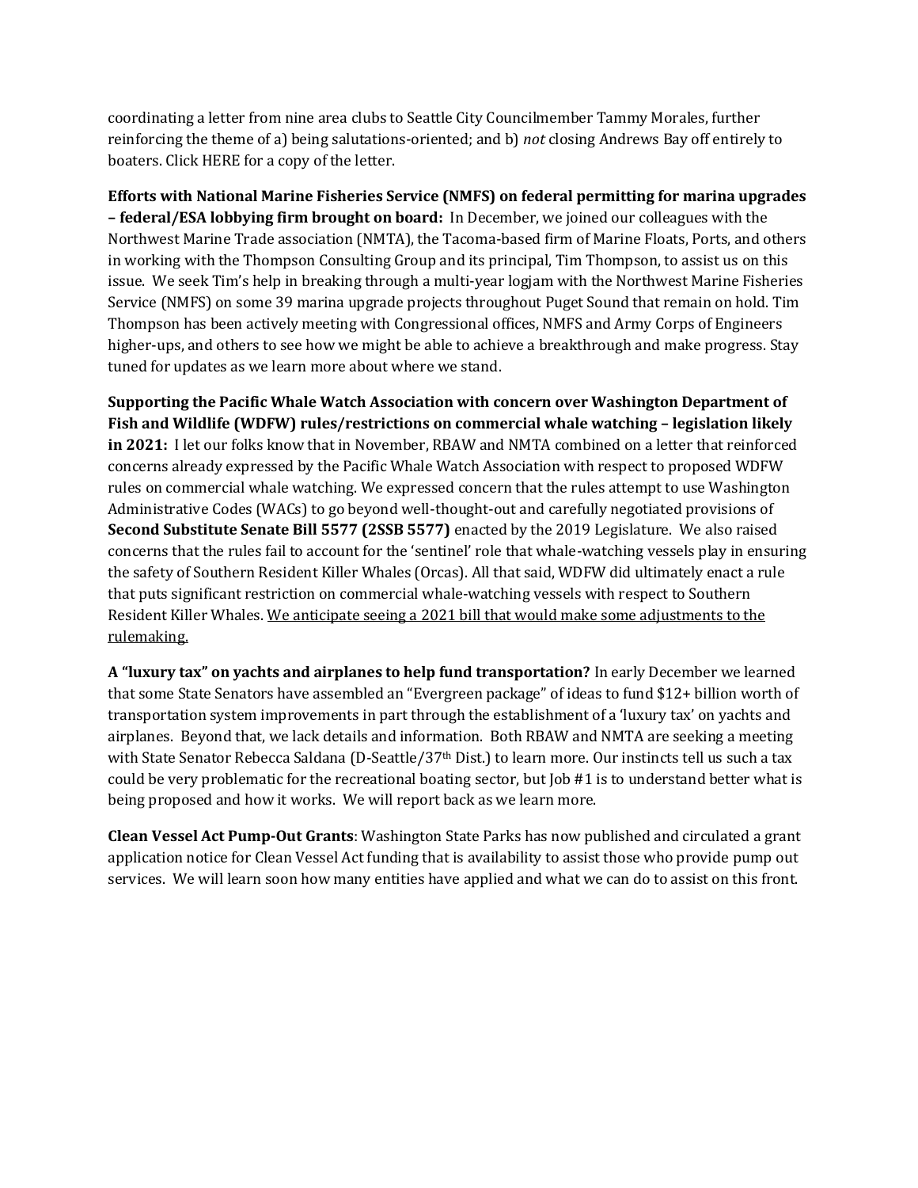coordinating a letter from nine area clubs to Seattle City Councilmember Tammy Morales, further reinforcing the theme of a) being salutations-oriented; and b) *not* closing Andrews Bay off entirely to boaters. Click HERE for a copy of the letter.

**Efforts with National Marine Fisheries Service (NMFS) on federal permitting for marina upgrades – federal/ESA lobbying firm brought on board:** In December, we joined our colleagues with the Northwest Marine Trade association (NMTA), the Tacoma-based firm of Marine Floats, Ports, and others in working with the Thompson Consulting Group and its principal, Tim Thompson, to assist us on this issue. We seek Tim's help in breaking through a multi-year logjam with the Northwest Marine Fisheries Service (NMFS) on some 39 marina upgrade projects throughout Puget Sound that remain on hold. Tim Thompson has been actively meeting with Congressional offices, NMFS and Army Corps of Engineers higher-ups, and others to see how we might be able to achieve a breakthrough and make progress. Stay tuned for updates as we learn more about where we stand.

**Supporting the Pacific Whale Watch Association with concern over Washington Department of Fish and Wildlife (WDFW) rules/restrictions on commercial whale watching – legislation likely in 2021:** I let our folks know that in November, RBAW and NMTA combined on a letter that reinforced concerns already expressed by the Pacific Whale Watch Association with respect to proposed WDFW rules on commercial whale watching. We expressed concern that the rules attempt to use Washington Administrative Codes (WACs) to go beyond well-thought-out and carefully negotiated provisions of **Second Substitute Senate Bill 5577 (2SSB 5577)** enacted by the 2019 Legislature. We also raised concerns that the rules fail to account for the 'sentinel' role that whale-watching vessels play in ensuring the safety of Southern Resident Killer Whales (Orcas). All that said, WDFW did ultimately enact a rule that puts significant restriction on commercial whale-watching vessels with respect to Southern Resident Killer Whales. <u>We anticipate seeing a 2021 bill that would make some adjustments to the rulemaking.</u>

**A "luxury tax" on yachts and airplanes to help fund transportation?** In early December we learned that some State Senators have assembled an "Evergreen package" of ideas to fund $12+ billion worth of transportation system improvements in part through the establishment of a 'luxury tax' on yachts and airplanes. Beyond that, we lack details and information. Both RBAW and NMTA are seeking a meeting with State Senator Rebecca Saldana (D-Seattle/37th Dist.) to learn more. Our instincts tell us such a tax could be very problematic for the recreational boating sector, but Job #1 is to understand better what is being proposed and how it works. We will report back as we learn more.

**Clean Vessel Act Pump-Out Grants**: Washington State Parks has now published and circulated a grant application notice for Clean Vessel Act funding that is availability to assist those who provide pump out services. We will learn soon how many entities have applied and what we can do to assist on this front.